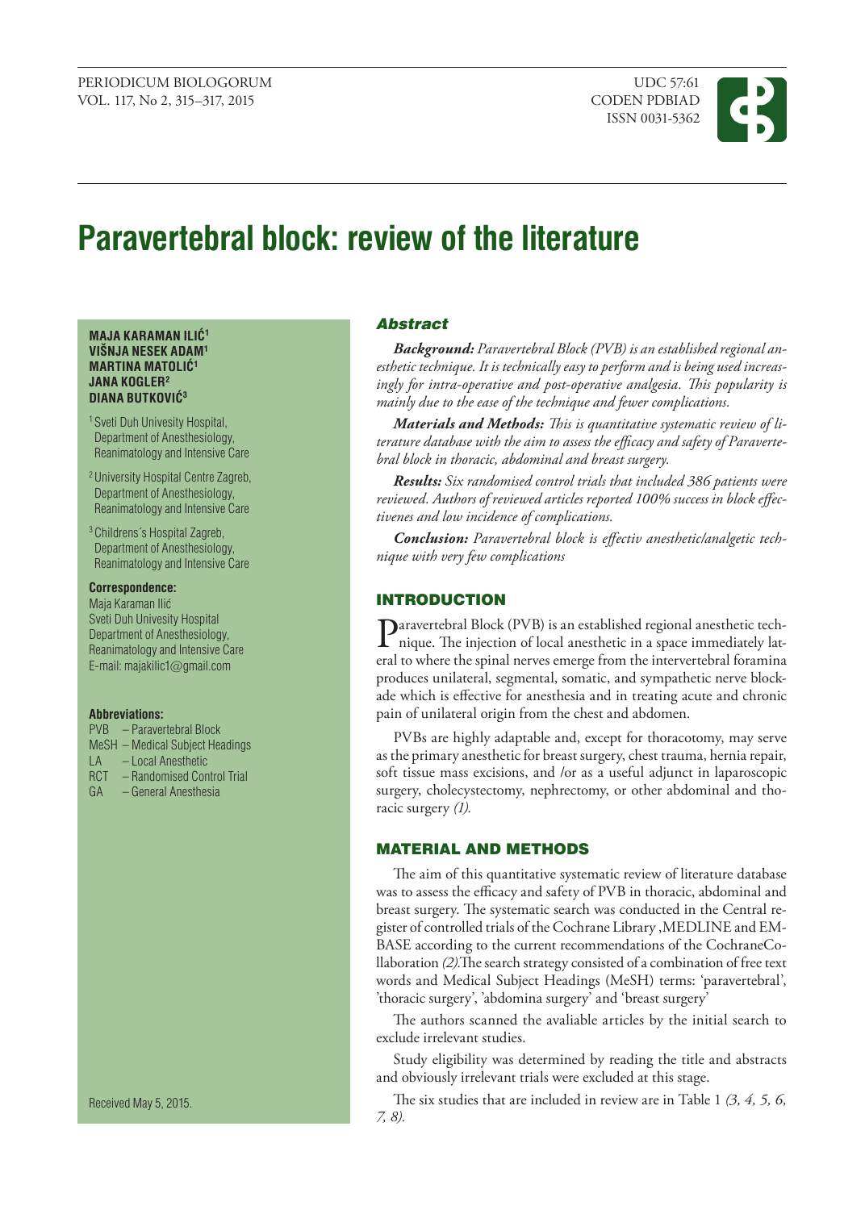# Paravertebral block: review of the literature

**MAJA KARAMAN ILIĆ[1]**
**VIŠNJA NESEK ADAM[1]**
**MARTINA MATOLIĆ[1]**
**JANA KOGLER[2]**
**DIANA BUTKOVIĆ[3]**

[1] Sveti Duh Univesity Hospital, Department of Anesthesiology, Reanimatology and Intensive Care

[2] University Hospital Centre Zagreb, Department of Anesthesiology, Reanimatology and Intensive Care

[3] Childrens´s Hospital Zagreb, Department of Anesthesiology, Reanimatology and Intensive Care

**Correspondence:**
Maja Karaman Ilić
Sveti Duh Univesity Hospital
Department of Anesthesiology, Reanimatology and Intensive Care
E-mail: majakilic1@gmail.com

**Abbreviations:**
PVB – Paravertebral Block
MeSH – Medical Subject Headings
LA – Local Anesthetic
RCT – Randomised Control Trial
GA – General Anesthesia

Received May 5, 2015.

## Abstract

***Background:*** *Paravertebral Block (PVB) is an established regional anesthetic technique. It is technically easy to perform and is being used increasingly for intra-operative and post-operative analgesia. This popularity is mainly due to the ease of the technique and fewer complications.*

***Materials and Methods:*** *This is quantitative systematic review of literature database with the aim to assess the efficacy and safety of Paravertebral block in thoracic, abdominal and breast surgery.*

***Results:*** *Six randomised control trials that included 386 patients were reviewed. Authors of reviewed articles reported 100% success in block effectivenes and low incidence of complications.*

***Conclusion:*** *Paravertebral block is effectiv anesthetic/analgetic technique with very few complications*

## INTRODUCTION

Paravertebral Block (PVB) is an established regional anesthetic technique. The injection of local anesthetic in a space immediately lateral to where the spinal nerves emerge from the intervertebral foramina produces unilateral, segmental, somatic, and sympathetic nerve blockade which is effective for anesthesia and in treating acute and chronic pain of unilateral origin from the chest and abdomen.

PVBs are highly adaptable and, except for thoracotomy, may serve as the primary anesthetic for breast surgery, chest trauma, hernia repair, soft tissue mass excisions, and /or as a useful adjunct in laparoscopic surgery, cholecystectomy, nephrectomy, or other abdominal and thoracic surgery *(1).*

## MATERIAL AND METHODS

The aim of this quantitative systematic review of literature database was to assess the efficacy and safety of PVB in thoracic, abdominal and breast surgery. The systematic search was conducted in the Central register of controlled trials of the Cochrane Library ,MEDLINE and EMBASE according to the current recommendations of the CochraneCollaboration *(2).*The search strategy consisted of a combination of free text words and Medical Subject Headings (MeSH) terms: 'paravertebral', 'thoracic surgery', 'abdomina surgery' and 'breast surgery'

The authors scanned the avaliable articles by the initial search to exclude irrelevant studies.

Study eligibility was determined by reading the title and abstracts and obviously irrelevant trials were excluded at this stage.

The six studies that are included in review are in Table 1 *(3, 4, 5, 6, 7, 8).*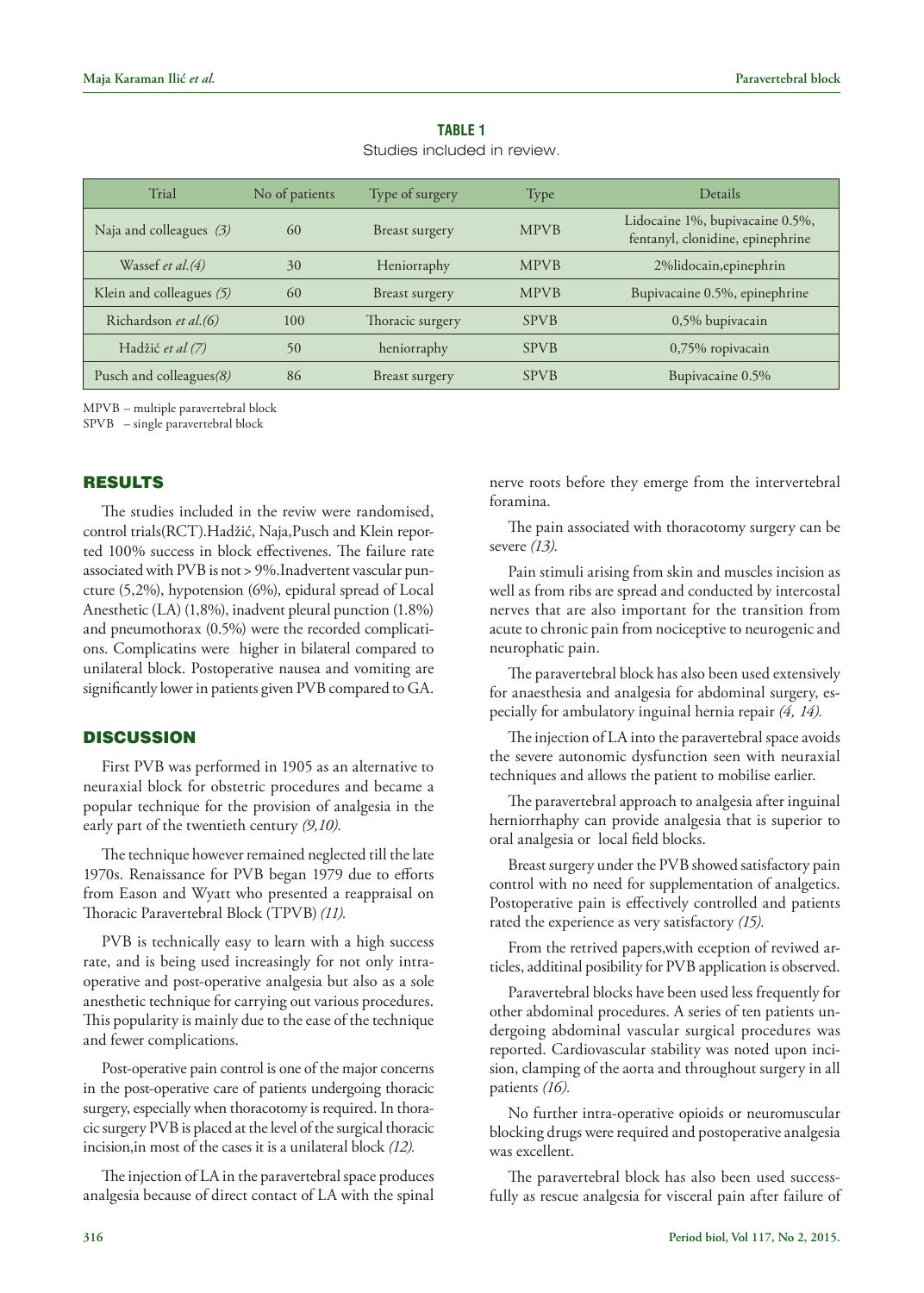**TABLE 1**
Studies included in review.

| Trial | No of patients | Type of surgery | Type | Details |
|---|---|---|---|---|
| Naja and colleagues *(3)* | 60 | Breast surgery | MPVB | Lidocaine 1%, bupivacaine 0.5%, fentanyl, clonidine, epinephrine |
| Wassef *et al.(4)* | 30 | Heniorraphy | MPVB | 2%lidocain,epinephrin |
| Klein and colleagues *(5)* | 60 | Breast surgery | MPVB | Bupivacaine 0.5%, epinephrine |
| Richardson *et al.(6)* | 100 | Thoracic surgery | SPVB | 0,5% bupivacain |
| Hadžić *et al (7)* | 50 | heniorraphy | SPVB | 0,75% ropivacain |
| Pusch and colleagues*(8)* | 86 | Breast surgery | SPVB | Bupivacaine 0.5% |

MPVB – multiple paravertebral block
SPVB – single paravertebral block

## RESULTS

The studies included in the reviw were randomised, control trials(RCT).Hadžić, Naja,Pusch and Klein reported 100% success in block effectivenes. The failure rate associated with PVB is not > 9%.Inadvertent vascular puncture (5,2%), hypotension (6%), epidural spread of Local Anesthetic (LA) (1,8%), inadvent pleural punction (1.8%) and pneumothorax (0.5%) were the recorded complications. Complicatins were higher in bilateral compared to unilateral block. Postoperative nausea and vomiting are significantly lower in patients given PVB compared to GA.

## DISCUSSION

First PVB was performed in 1905 as an alternative to neuraxial block for obstetric procedures and became a popular technique for the provision of analgesia in the early part of the twentieth century *(9,10).*

The technique however remained neglected till the late 1970s. Renaissance for PVB began 1979 due to efforts from Eason and Wyatt who presented a reappraisal on Thoracic Paravertebral Block (TPVB) *(11).*

PVB is technically easy to learn with a high success rate, and is being used increasingly for not only intraoperative and post-operative analgesia but also as a sole anesthetic technique for carrying out various procedures. This popularity is mainly due to the ease of the technique and fewer complications.

Post-operative pain control is one of the major concerns in the post-operative care of patients undergoing thoracic surgery, especially when thoracotomy is required. In thoracic surgery PVB is placed at the level of the surgical thoracic incision,in most of the cases it is a unilateral block *(12).*

The injection of LA in the paravertebral space produces analgesia because of direct contact of LA with the spinal nerve roots before they emerge from the intervertebral foramina.

The pain associated with thoracotomy surgery can be severe *(13).*

Pain stimuli arising from skin and muscles incision as well as from ribs are spread and conducted by intercostal nerves that are also important for the transition from acute to chronic pain from nociceptive to neurogenic and neurophatic pain.

The paravertebral block has also been used extensively for anaesthesia and analgesia for abdominal surgery, especially for ambulatory inguinal hernia repair *(4, 14).*

The injection of LA into the paravertebral space avoids the severe autonomic dysfunction seen with neuraxial techniques and allows the patient to mobilise earlier.

The paravertebral approach to analgesia after inguinal herniorrhaphy can provide analgesia that is superior to oral analgesia or local field blocks.

Breast surgery under the PVB showed satisfactory pain control with no need for supplementation of analgetics. Postoperative pain is effectively controlled and patients rated the experience as very satisfactory *(15).*

From the retrived papers,with eception of reviwed articles, additinal posibility for PVB application is observed.

Paravertebral blocks have been used less frequently for other abdominal procedures. A series of ten patients undergoing abdominal vascular surgical procedures was reported. Cardiovascular stability was noted upon incision, clamping of the aorta and throughout surgery in all patients *(16).*

No further intra-operative opioids or neuromuscular blocking drugs were required and postoperative analgesia was excellent.

The paravertebral block has also been used successfully as rescue analgesia for visceral pain after failure of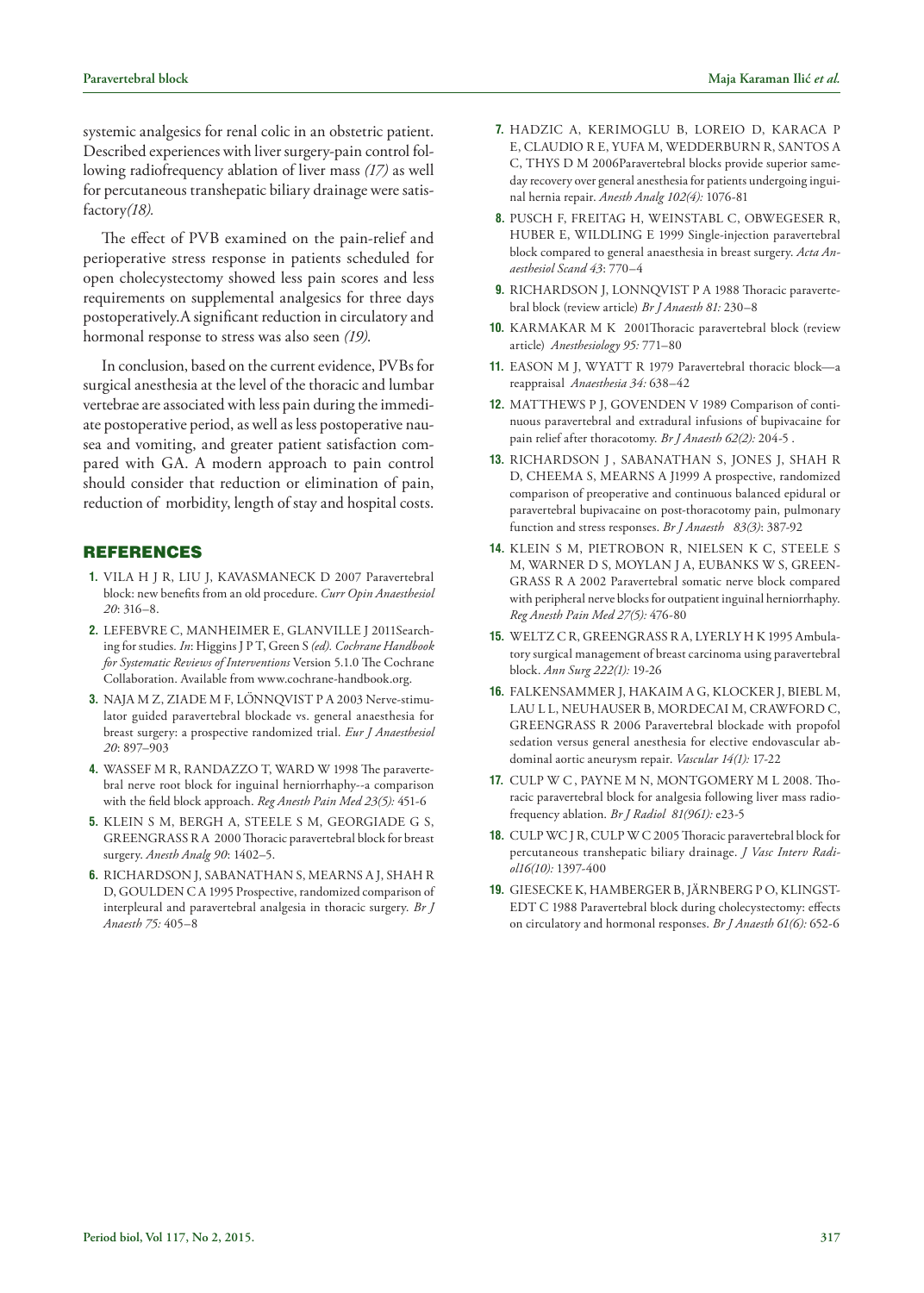systemic analgesics for renal colic in an obstetric patient. Described experiences with liver surgery-pain control following radiofrequency ablation of liver mass *(17)* as well for percutaneous transhepatic biliary drainage were satisfactory*(18).*

The effect of PVB examined on the pain-relief and perioperative stress response in patients scheduled for open cholecystectomy showed less pain scores and less requirements on supplemental analgesics for three days postoperatively.A significant reduction in circulatory and hormonal response to stress was also seen *(19)*.

In conclusion, based on the current evidence, PVBs for surgical anesthesia at the level of the thoracic and lumbar vertebrae are associated with less pain during the immediate postoperative period, as well as less postoperative nausea and vomiting, and greater patient satisfaction compared with GA. A modern approach to pain control should consider that reduction or elimination of pain, reduction of morbidity, length of stay and hospital costs.

## REFERENCES

1. VILA H J R, LIU J, KAVASMANECK D 2007 Paravertebral block: new benefits from an old procedure. *Curr Opin Anaesthesiol 20*: 316–8.
2. LEFEBVRE C, MANHEIMER E, GLANVILLE J 2011Searching for studies. *In*: Higgins J P T, Green S *(ed). Cochrane Handbook for Systematic Reviews of Interventions* Version 5.1.0 The Cochrane Collaboration. Available from www.cochrane-handbook.org.
3. NAJA M Z, ZIADE M F, LÖNNQVIST P A 2003 Nerve-stimulator guided paravertebral blockade vs. general anaesthesia for breast surgery: a prospective randomized trial. *Eur J Anaesthesiol 20*: 897–903
4. WASSEF M R, RANDAZZO T, WARD W 1998 The paravertebral nerve root block for inguinal herniorrhaphy--a comparison with the field block approach. *Reg Anesth Pain Med 23(5):* 451-6
5. KLEIN S M, BERGH A, STEELE S M, GEORGIADE G S, GREENGRASS R A 2000 Thoracic paravertebral block for breast surgery. *Anesth Analg 90*: 1402–5.
6. RICHARDSON J, SABANATHAN S, MEARNS A J, SHAH R D, GOULDEN C A 1995 Prospective, randomized comparison of interpleural and paravertebral analgesia in thoracic surgery. *Br J Anaesth 75:* 405–8
7. HADZIC A, KERIMOGLU B, LOREIO D, KARACA P E, CLAUDIO R E, YUFA M, WEDDERBURN R, SANTOS A C, THYS D M 2006Paravertebral blocks provide superior same-day recovery over general anesthesia for patients undergoing inguinal hernia repair. *Anesth Analg 102(4):* 1076-81
8. PUSCH F, FREITAG H, WEINSTABL C, OBWEGESER R, HUBER E, WILDLING E 1999 Single-injection paravertebral block compared to general anaesthesia in breast surgery. *Acta Anaesthesiol Scand 43*: 770–4
9. RICHARDSON J, LONNQVIST P A 1988 Thoracic paravertebral block (review article) *Br J Anaesth 81:* 230–8
10. KARMAKAR M K 2001Thoracic paravertebral block (review article) *Anesthesiology 95:* 771–80
11. EASON M J, WYATT R 1979 Paravertebral thoracic block—a reappraisal *Anaesthesia 34:* 638–42
12. MATTHEWS P J, GOVENDEN V 1989 Comparison of continuous paravertebral and extradural infusions of bupivacaine for pain relief after thoracotomy. *Br J Anaesth 62(2):* 204-5 .
13. RICHARDSON J , SABANATHAN S, JONES J, SHAH R D, CHEEMA S, MEARNS A J1999 A prospective, randomized comparison of preoperative and continuous balanced epidural or paravertebral bupivacaine on post-thoracotomy pain, pulmonary function and stress responses. *Br J Anaesth 83(3)*: 387-92
14. KLEIN S M, PIETROBON R, NIELSEN K C, STEELE S M, WARNER D S, MOYLAN J A, EUBANKS W S, GREENGRASS R A 2002 Paravertebral somatic nerve block compared with peripheral nerve blocks for outpatient inguinal herniorrhaphy. *Reg Anesth Pain Med 27(5):* 476-80
15. WELTZ C R, GREENGRASS R A, LYERLY H K 1995 Ambulatory surgical management of breast carcinoma using paravertebral block. *Ann Surg 222(1):* 19-26
16. FALKENSAMMER J, HAKAIM A G, KLOCKER J, BIEBL M, LAU L L, NEUHAUSER B, MORDECAI M, CRAWFORD C, GREENGRASS R 2006 Paravertebral blockade with propofol sedation versus general anesthesia for elective endovascular abdominal aortic aneurysm repair. *Vascular 14(1):* 17-22
17. CULP W C , PAYNE M N, MONTGOMERY M L 2008. Thoracic paravertebral block for analgesia following liver mass radiofrequency ablation. *Br J Radiol 81(961):* e23-5
18. CULP WC J R, CULP W C 2005 Thoracic paravertebral block for percutaneous transhepatic biliary drainage. *J Vasc Interv Radiol16(10):* 1397-400
19. GIESECKE K, HAMBERGER B, JÄRNBERG P O, KLINGSTEDT C 1988 Paravertebral block during cholecystectomy: effects on circulatory and hormonal responses. *Br J Anaesth 61(6):* 652-6